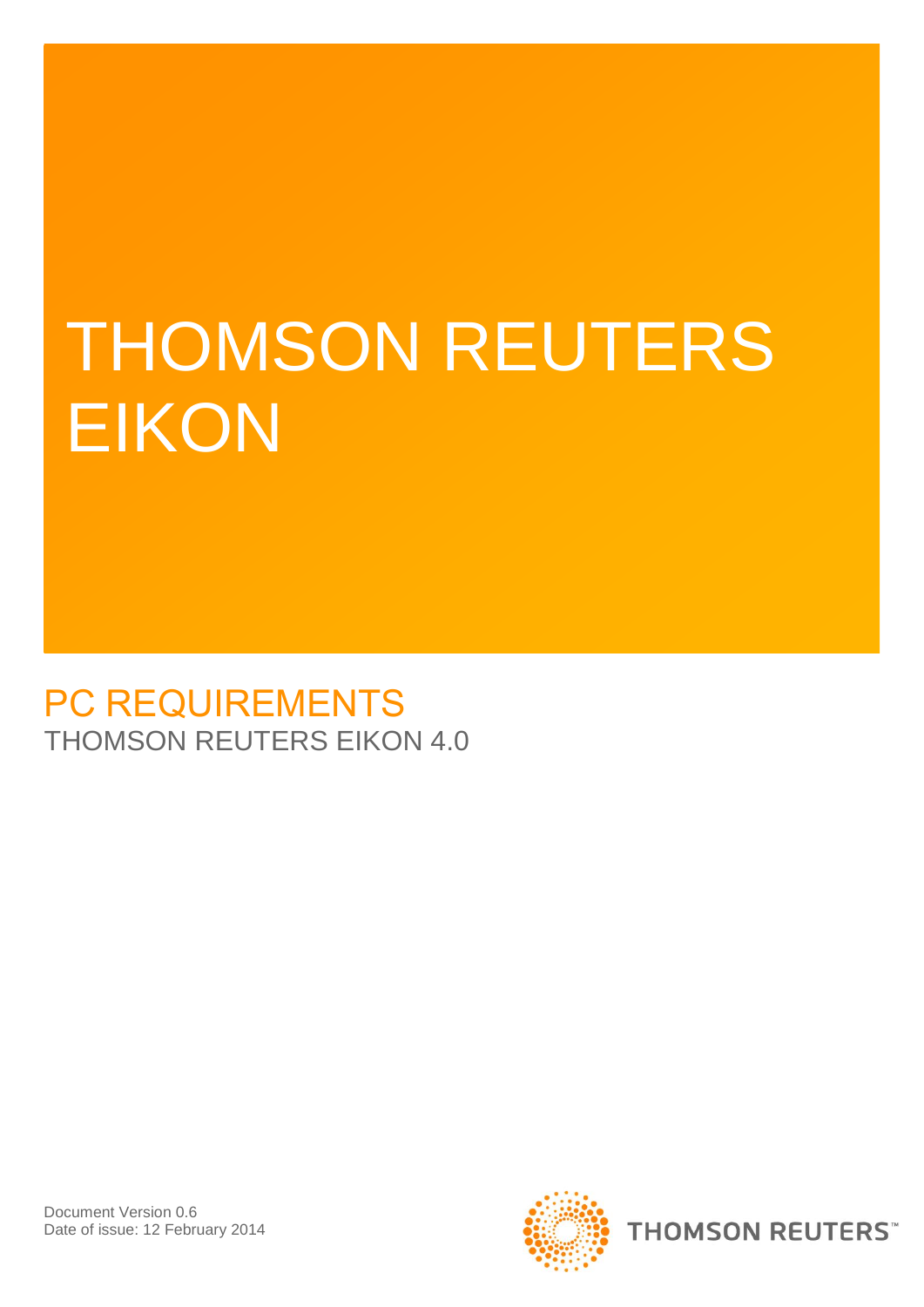# THOMSON REUTERS EIKON

## PC REQUIREMENTS

THOMSON REUTERS EIKON 4.0

Document Version 0.6
Date of issue: 12 February 2014

THOMSON REUTERS™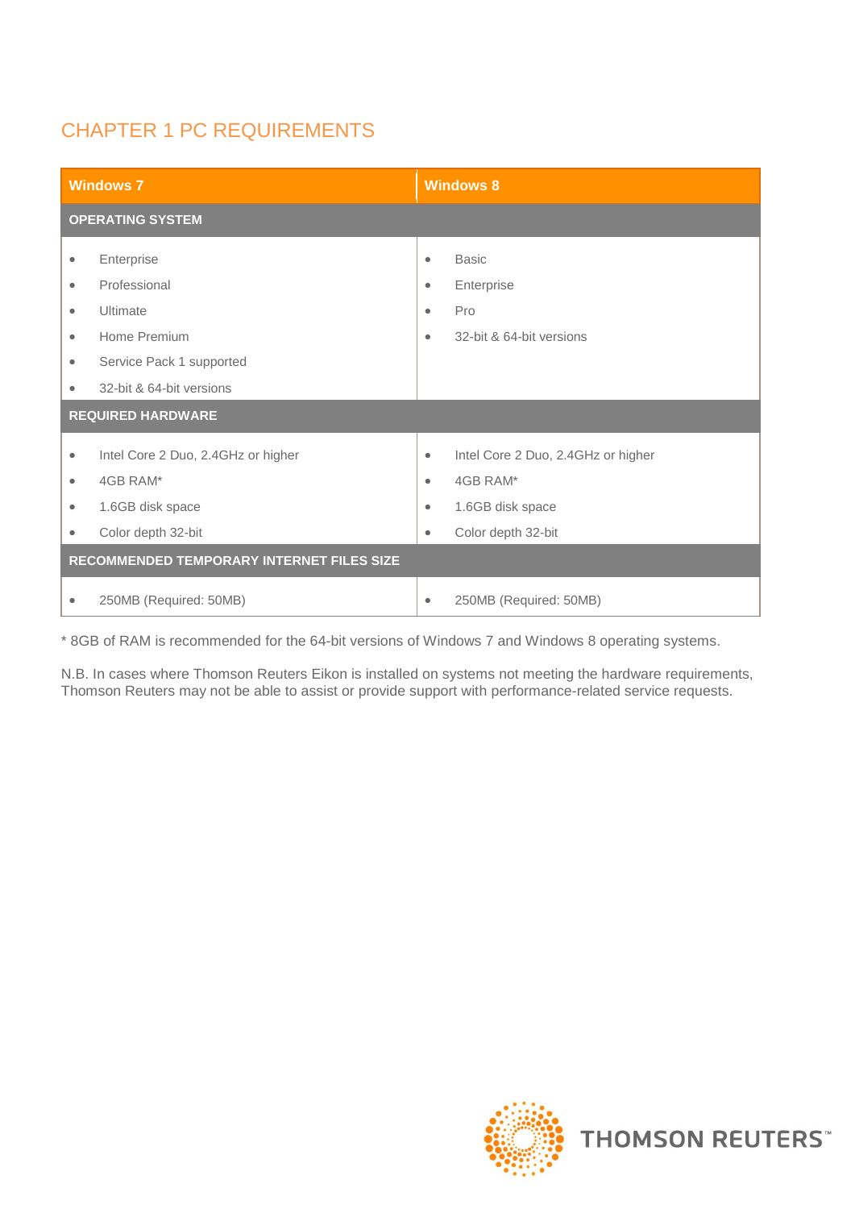# CHAPTER 1 PC REQUIREMENTS

| Windows 7 | Windows 8 |
|---|---|
| **OPERATING SYSTEM** | |
| • Enterprise<br>• Professional<br>• Ultimate<br>• Home Premium<br>• Service Pack 1 supported<br>• 32-bit & 64-bit versions | • Basic<br>• Enterprise<br>• Pro<br>• 32-bit & 64-bit versions |
| **REQUIRED HARDWARE** | |
| • Intel Core 2 Duo, 2.4GHz or higher<br>• 4GB RAM*<br>• 1.6GB disk space<br>• Color depth 32-bit | • Intel Core 2 Duo, 2.4GHz or higher<br>• 4GB RAM*<br>• 1.6GB disk space<br>• Color depth 32-bit |
| **RECOMMENDED TEMPORARY INTERNET FILES SIZE** | |
| • 250MB (Required: 50MB) | • 250MB (Required: 50MB) |

* 8GB of RAM is recommended for the 64-bit versions of Windows 7 and Windows 8 operating systems.

N.B. In cases where Thomson Reuters Eikon is installed on systems not meeting the hardware requirements, Thomson Reuters may not be able to assist or provide support with performance-related service requests.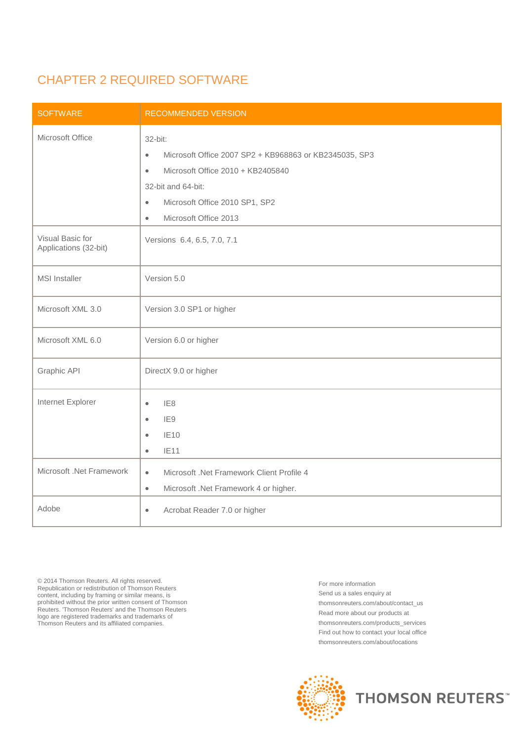# CHAPTER 2 REQUIRED SOFTWARE

| SOFTWARE | RECOMMENDED VERSION |
|---|---|
| Microsoft Office | 32-bit:<br>• Microsoft Office 2007 SP2 + KB968863 or KB2345035, SP3<br>• Microsoft Office 2010 + KB2405840<br>32-bit and 64-bit:<br>• Microsoft Office 2010 SP1, SP2<br>• Microsoft Office 2013 |
| Visual Basic for Applications (32-bit) | Versions 6.4, 6.5, 7.0, 7.1 |
| MSI Installer | Version 5.0 |
| Microsoft XML 3.0 | Version 3.0 SP1 or higher |
| Microsoft XML 6.0 | Version 6.0 or higher |
| Graphic API | DirectX 9.0 or higher |
| Internet Explorer | • IE8<br>• IE9<br>• IE10<br>• IE11 |
| Microsoft .Net Framework | • Microsoft .Net Framework Client Profile 4<br>• Microsoft .Net Framework 4 or higher. |
| Adobe | • Acrobat Reader 7.0 or higher |

© 2014 Thomson Reuters. All rights reserved. Republication or redistribution of Thomson Reuters content, including by framing or similar means, is prohibited without the prior written consent of Thomson Reuters. 'Thomson Reuters' and the Thomson Reuters logo are registered trademarks and trademarks of Thomson Reuters and its affiliated companies.

For more information
Send us a sales enquiry at
thomsonreuters.com/about/contact_us
Read more about our products at
thomsonreuters.com/products_services
Find out how to contact your local office
thomsonreuters.com/about/locations

THOMSON REUTERS™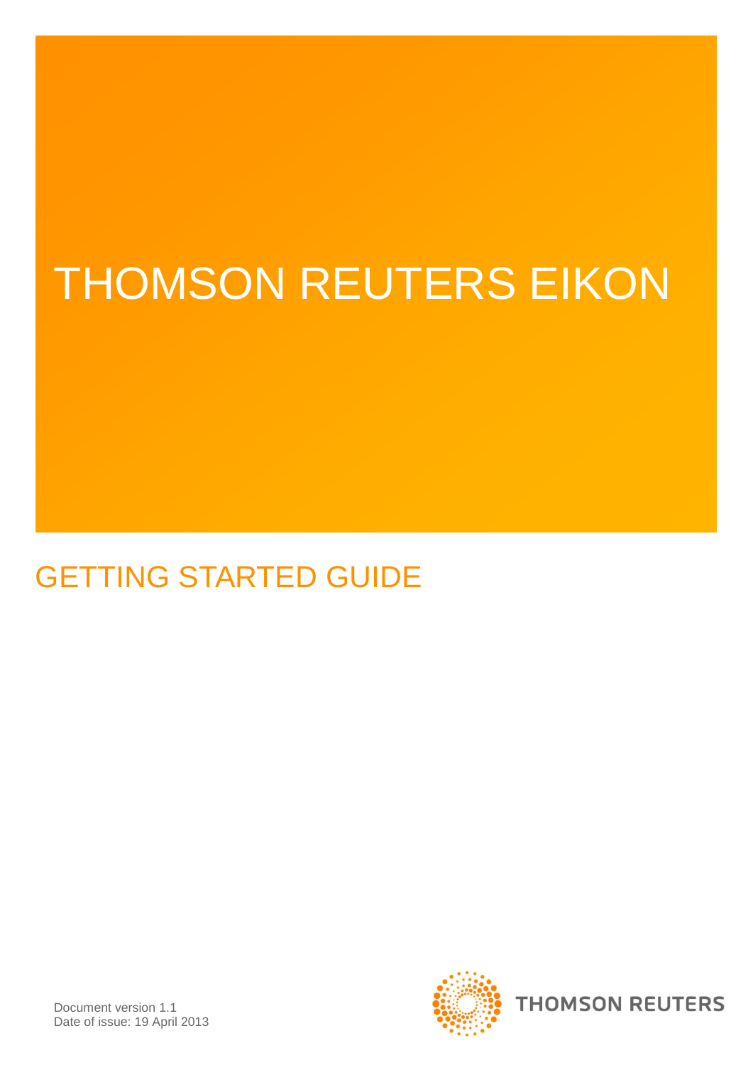# THOMSON REUTERS EIKON

## GETTING STARTED GUIDE

Document version 1.1
Date of issue: 19 April 2013

THOMSON REUTERS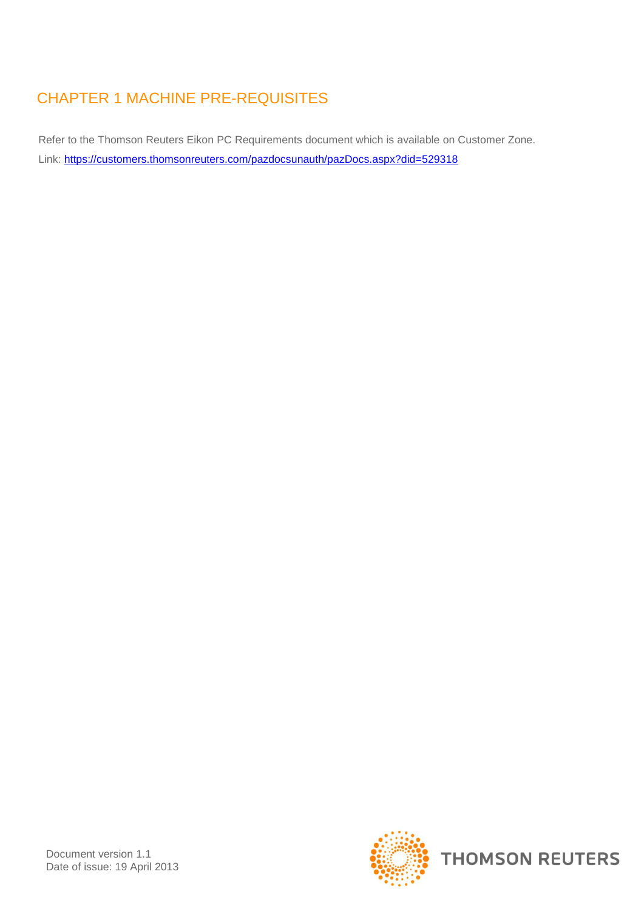# CHAPTER 1 MACHINE PRE-REQUISITES

Refer to the Thomson Reuters Eikon PC Requirements document which is available on Customer Zone.

Link: [https://customers.thomsonreuters.com/pazdocsunauth/pazDocs.aspx?did=529318](https://customers.thomsonreuters.com/pazdocsunauth/pazDocs.aspx?did=529318)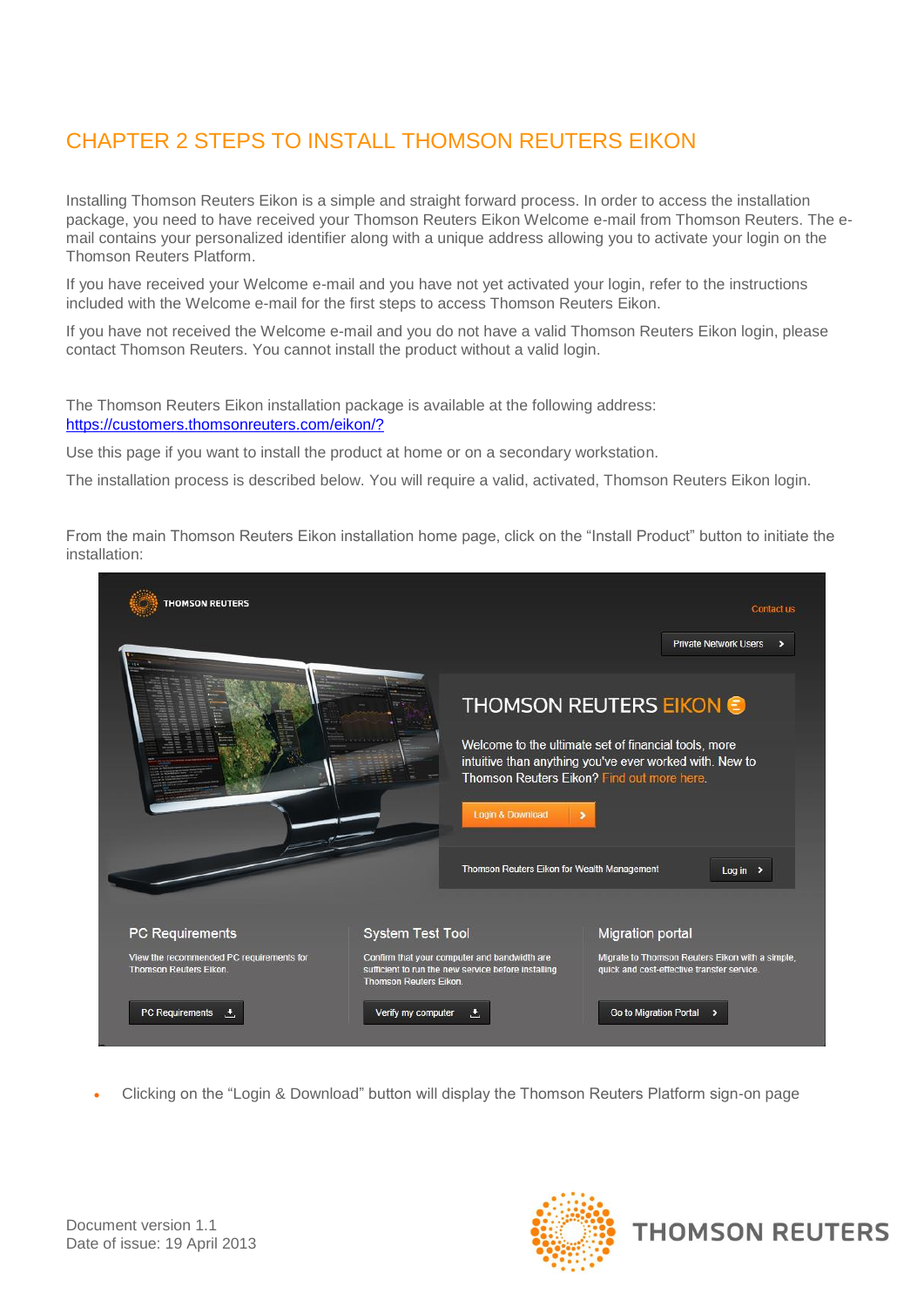# CHAPTER 2 STEPS TO INSTALL THOMSON REUTERS EIKON

Installing Thomson Reuters Eikon is a simple and straight forward process. In order to access the installation package, you need to have received your Thomson Reuters Eikon Welcome e-mail from Thomson Reuters. The e-mail contains your personalized identifier along with a unique address allowing you to activate your login on the Thomson Reuters Platform.

If you have received your Welcome e-mail and you have not yet activated your login, refer to the instructions included with the Welcome e-mail for the first steps to access Thomson Reuters Eikon.

If you have not received the Welcome e-mail and you do not have a valid Thomson Reuters Eikon login, please contact Thomson Reuters. You cannot install the product without a valid login.

The Thomson Reuters Eikon installation package is available at the following address: https://customers.thomsonreuters.com/eikon/?

Use this page if you want to install the product at home or on a secondary workstation.

The installation process is described below. You will require a valid, activated, Thomson Reuters Eikon login.

From the main Thomson Reuters Eikon installation home page, click on the "Install Product" button to initiate the installation:

- Clicking on the "Login & Download" button will display the Thomson Reuters Platform sign-on page

Document version 1.1
Date of issue: 19 April 2013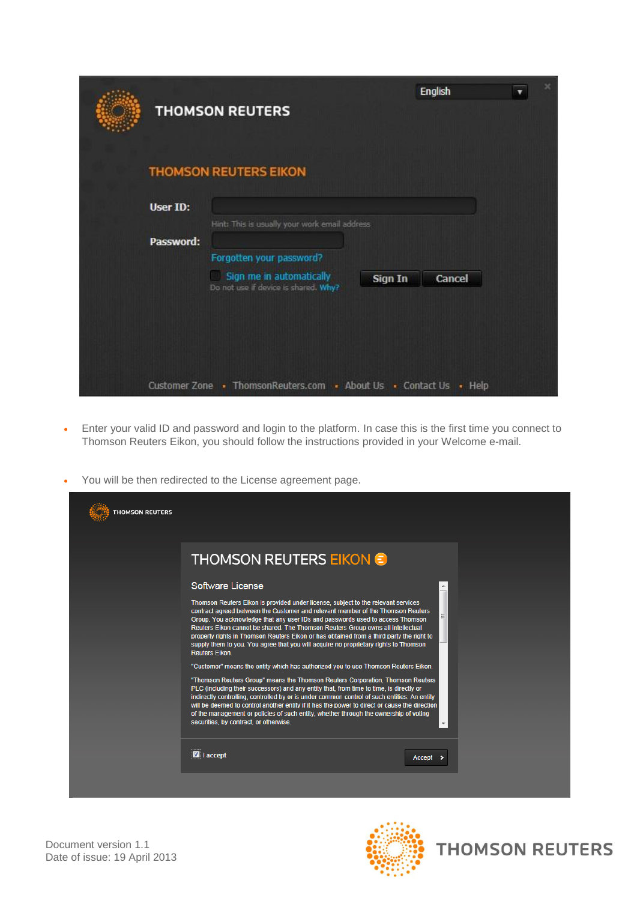- Enter your valid ID and password and login to the platform. In case this is the first time you connect to Thomson Reuters Eikon, you should follow the instructions provided in your Welcome e-mail.

- You will be then redirected to the License agreement page.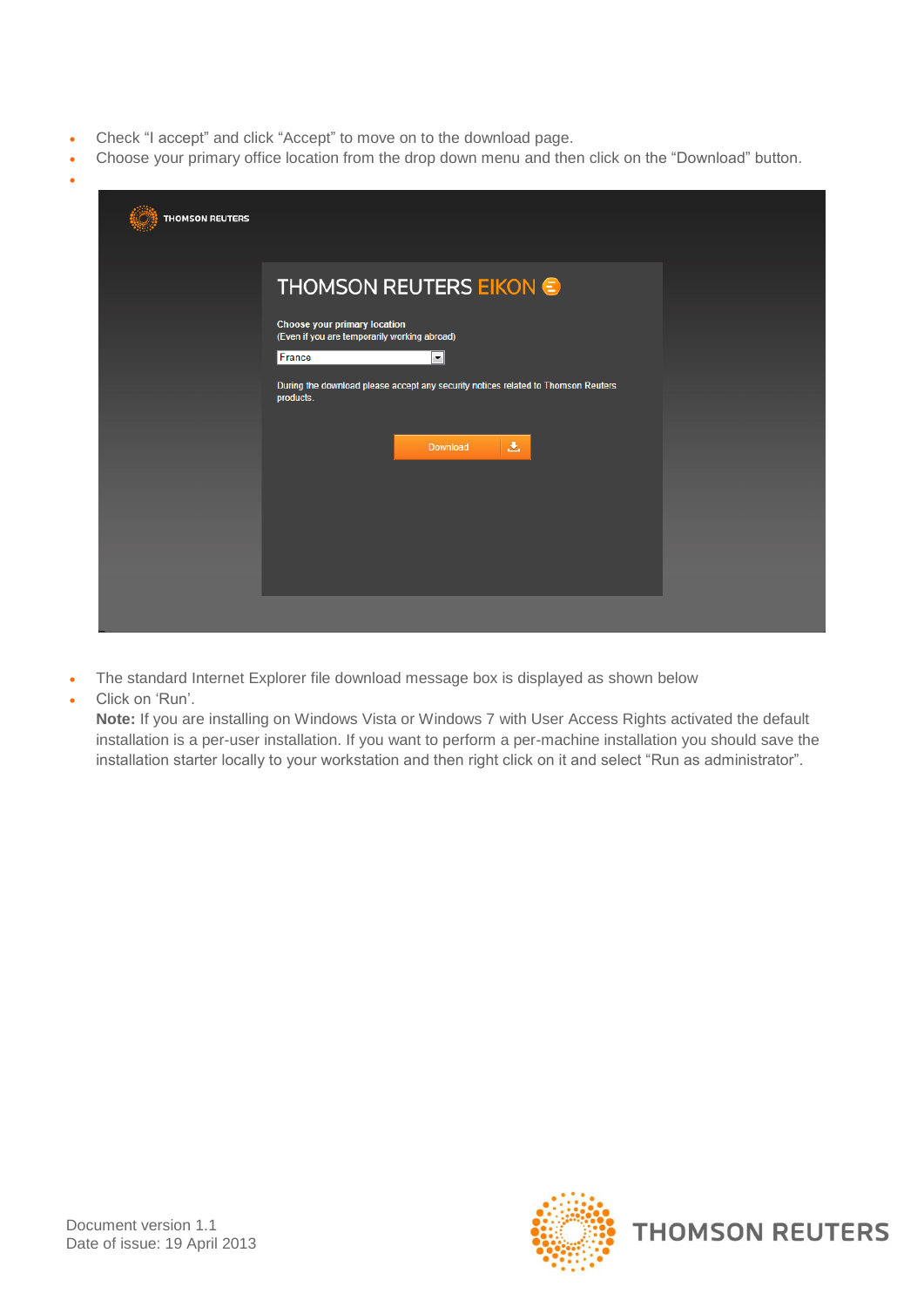- Check “I accept” and click “Accept” to move on to the download page.
- Choose your primary office location from the drop down menu and then click on the “Download” button.
-

- The standard Internet Explorer file download message box is displayed as shown below
- Click on ‘Run’.

  **Note:** If you are installing on Windows Vista or Windows 7 with User Access Rights activated the default installation is a per-user installation. If you want to perform a per-machine installation you should save the installation starter locally to your workstation and then right click on it and select “Run as administrator”.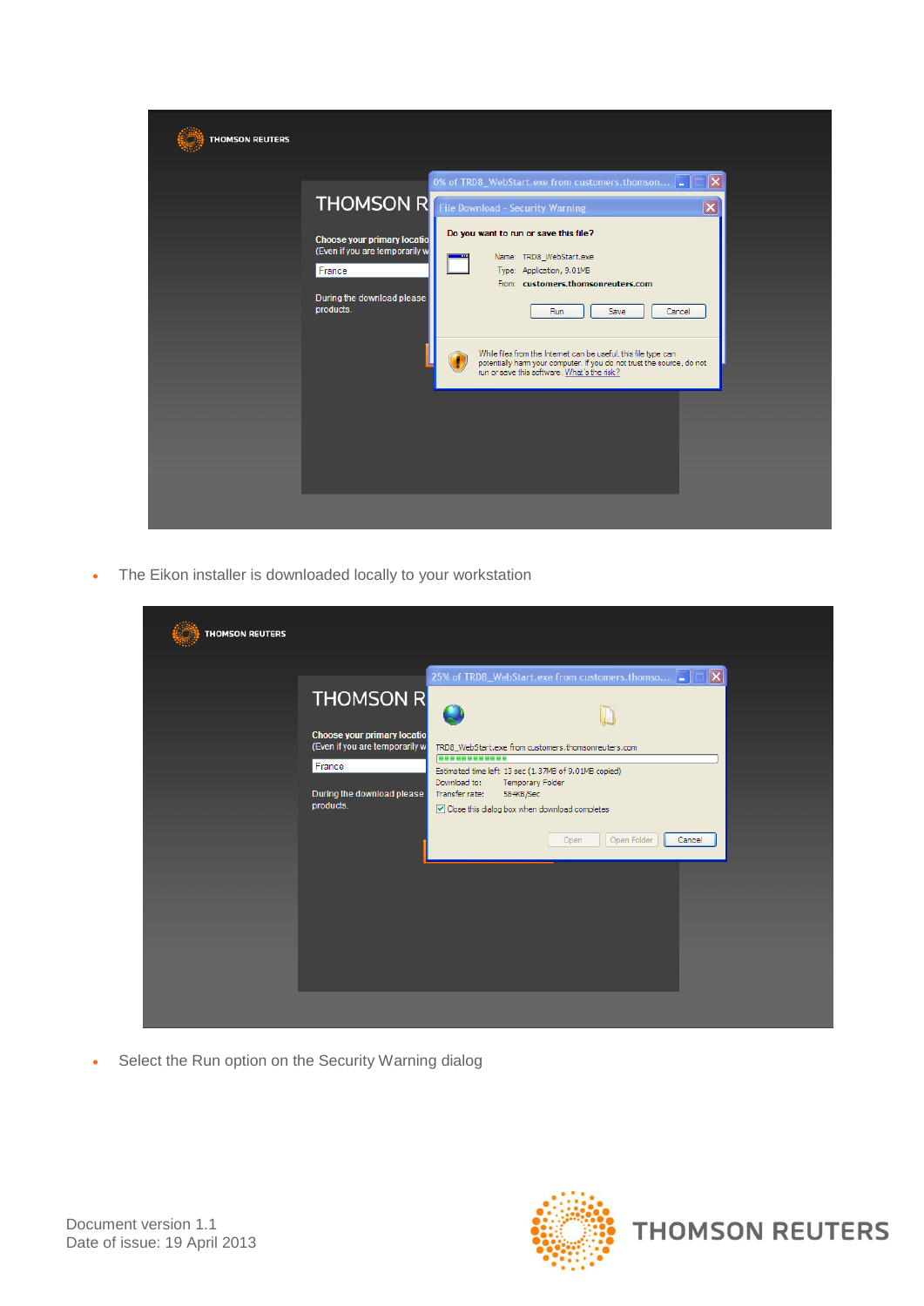- The Eikon installer is downloaded locally to your workstation

- Select the Run option on the Security Warning dialog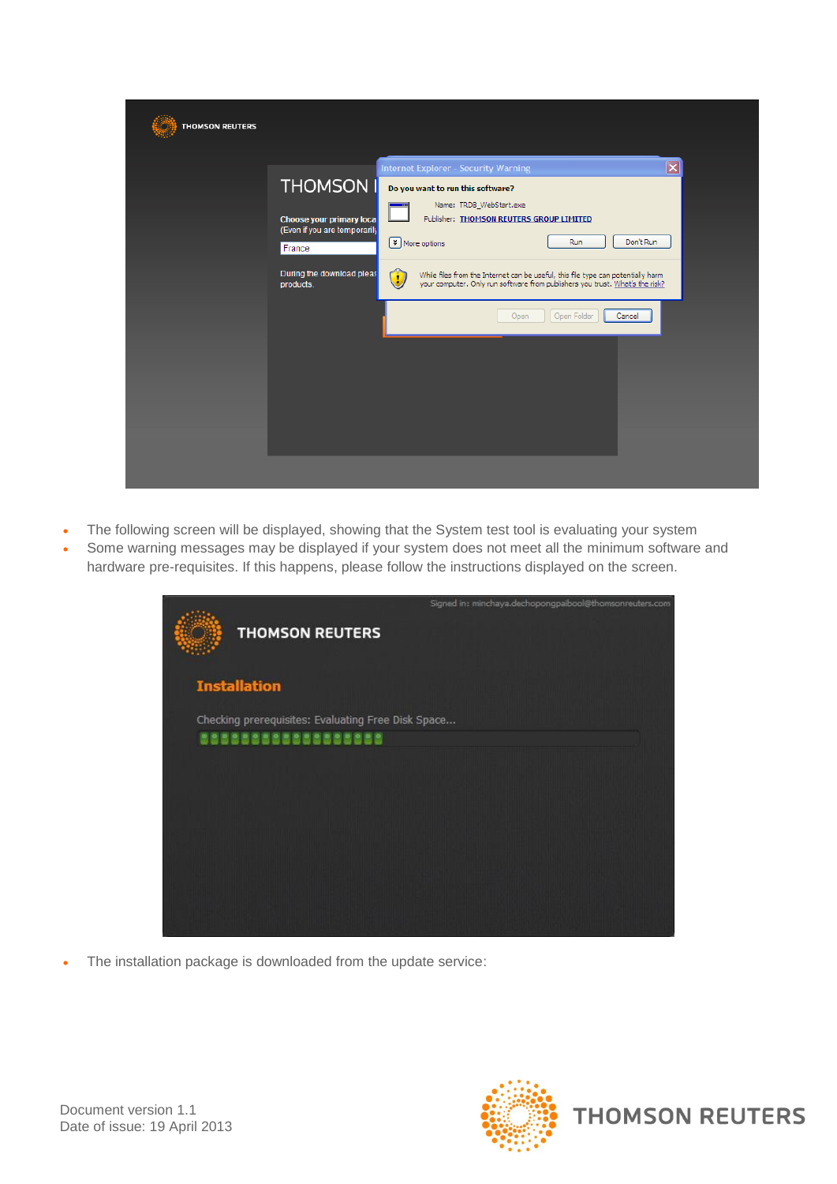- The following screen will be displayed, showing that the System test tool is evaluating your system
- Some warning messages may be displayed if your system does not meet all the minimum software and hardware pre-requisites. If this happens, please follow the instructions displayed on the screen.

- The installation package is downloaded from the update service:

Document version 1.1
Date of issue: 19 April 2013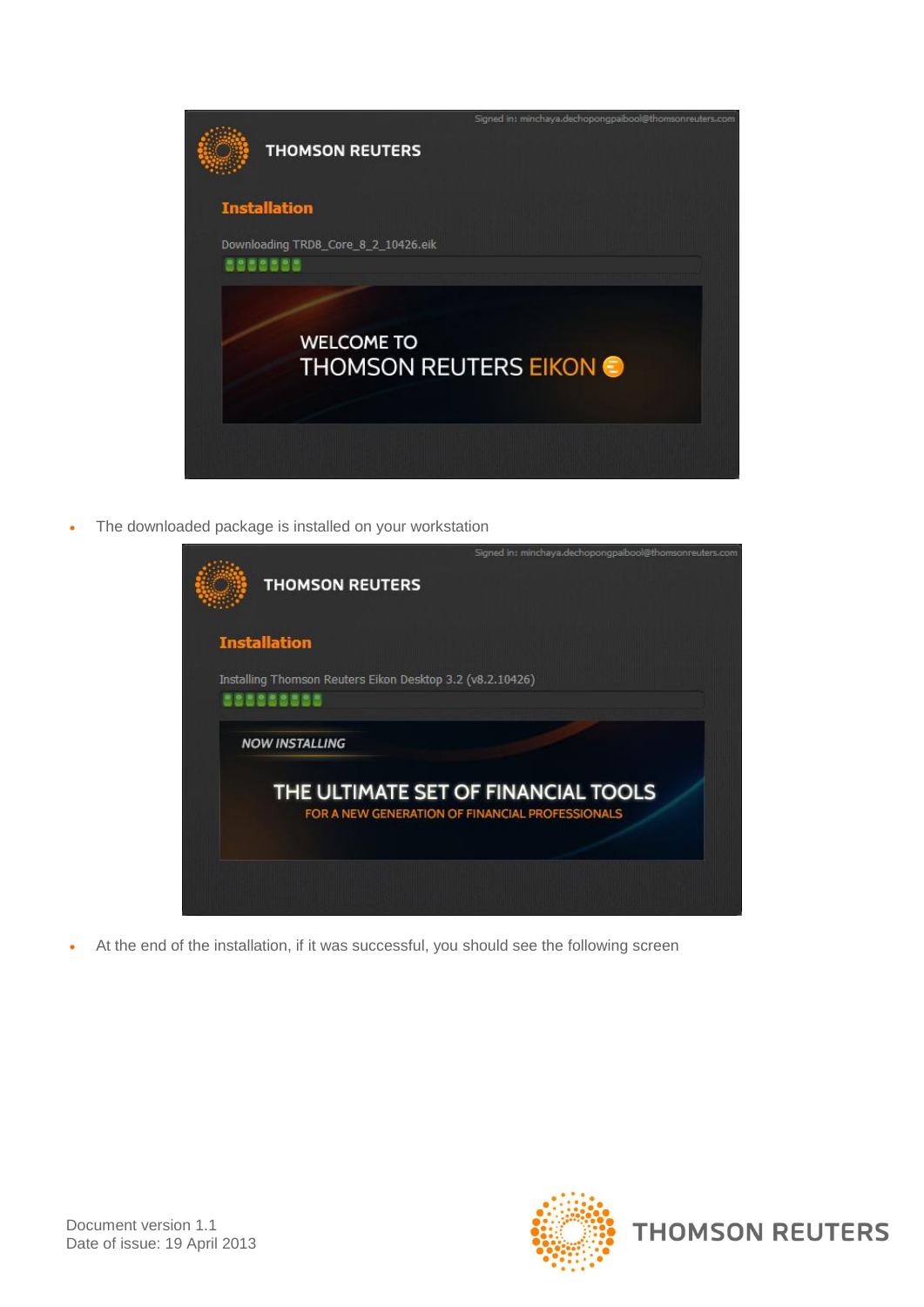- The downloaded package is installed on your workstation

- At the end of the installation, if it was successful, you should see the following screen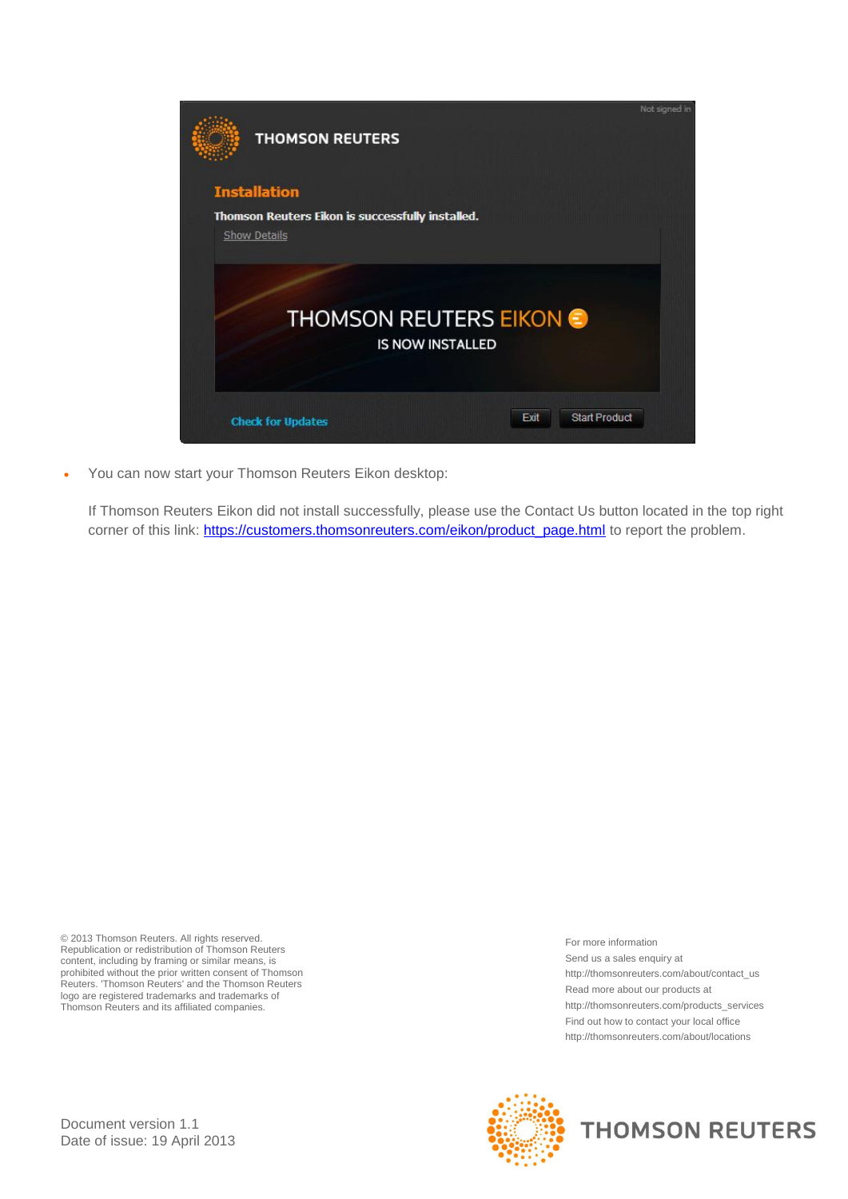- You can now start your Thomson Reuters Eikon desktop:

  If Thomson Reuters Eikon did not install successfully, please use the Contact Us button located in the top right corner of this link: https://customers.thomsonreuters.com/eikon/product_page.html to report the problem.

© 2013 Thomson Reuters. All rights reserved. Republication or redistribution of Thomson Reuters content, including by framing or similar means, is prohibited without the prior written consent of Thomson Reuters. 'Thomson Reuters' and the Thomson Reuters logo are registered trademarks and trademarks of Thomson Reuters and its affiliated companies.

For more information
Send us a sales enquiry at
http://thomsonreuters.com/about/contact_us
Read more about our products at
http://thomsonreuters.com/products_services
Find out how to contact your local office
http://thomsonreuters.com/about/locations

Document version 1.1
Date of issue: 19 April 2013

THOMSON REUTERS